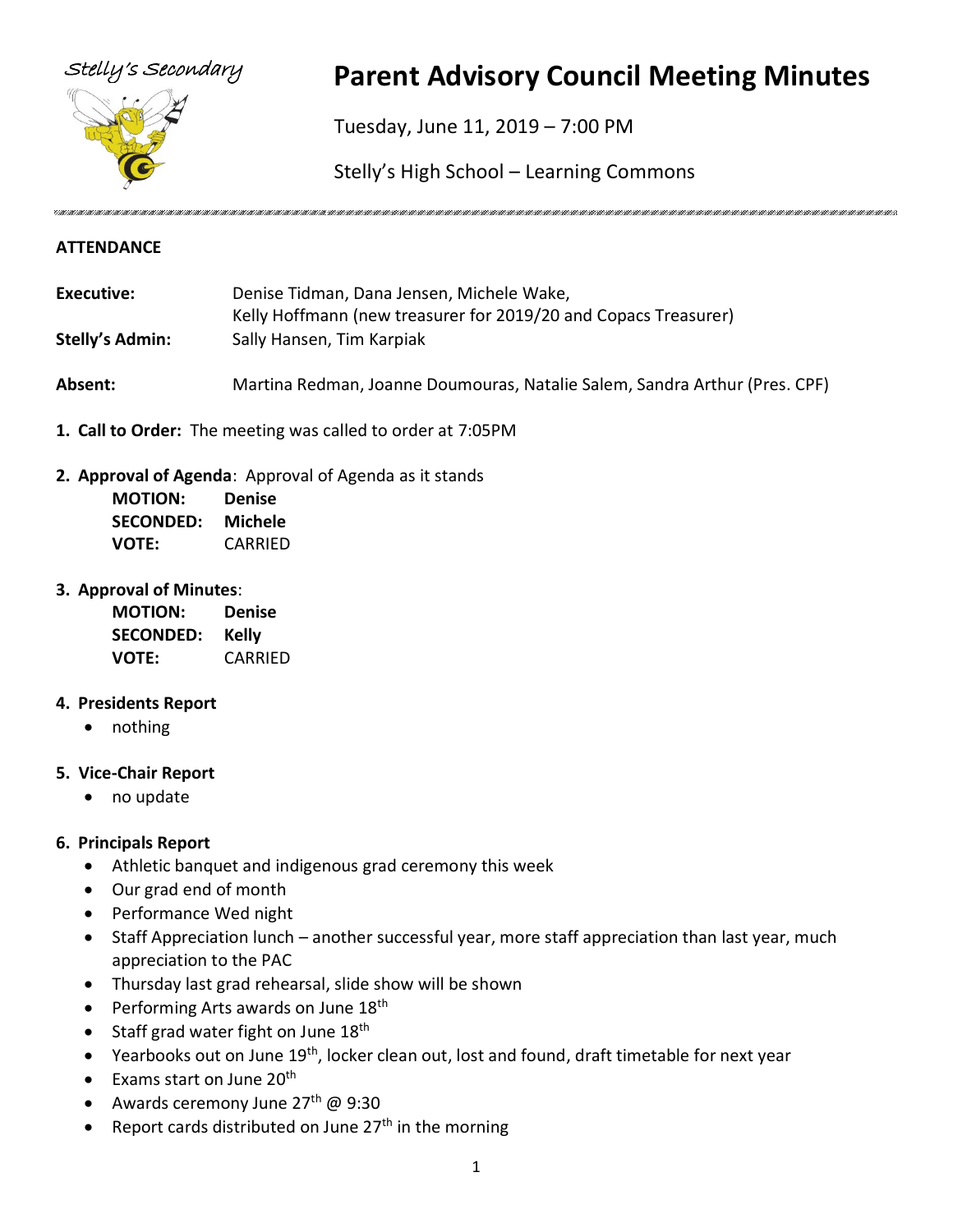Stelly's Secondary

# Parent Advisory Council Meeting Minutes

Tuesday, June 11, 2019 – 7:00 PM

Stelly's High School – Learning Commons

## ATTENDANCE

**Executive:** Denise Tidman, Dana Jensen, Michele Wake, Kelly Hoffmann (new treasurer for 2019/20 and Copacs Treasurer)

**Stelly's Admin:** Sally Hansen, Tim Karpiak

**Absent:** Martina Redman, Joanne Doumouras, Natalie Salem, Sandra Arthur (Pres. CPF)

1. **Call to Order:** The meeting was called to order at 7:05PM

2. **Approval of Agenda**: Approval of Agenda as it stands

   **MOTION:** **Denise**
   **SECONDED:** **Michele**
   **VOTE:** CARRIED

3. **Approval of Minutes**:

   **MOTION:** **Denise**
   **SECONDED:** **Kelly**
   **VOTE:** CARRIED

4. **Presidents Report**
   - nothing

5. **Vice-Chair Report**
   - no update

6. **Principals Report**
   - Athletic banquet and indigenous grad ceremony this week
   - Our grad end of month
   - Performance Wed night
   - Staff Appreciation lunch – another successful year, more staff appreciation than last year, much appreciation to the PAC
   - Thursday last grad rehearsal, slide show will be shown
   - Performing Arts awards on June 18th
   - Staff grad water fight on June 18th
   - Yearbooks out on June 19th, locker clean out, lost and found, draft timetable for next year
   - Exams start on June 20th
   - Awards ceremony June 27th @ 9:30
   - Report cards distributed on June 27th in the morning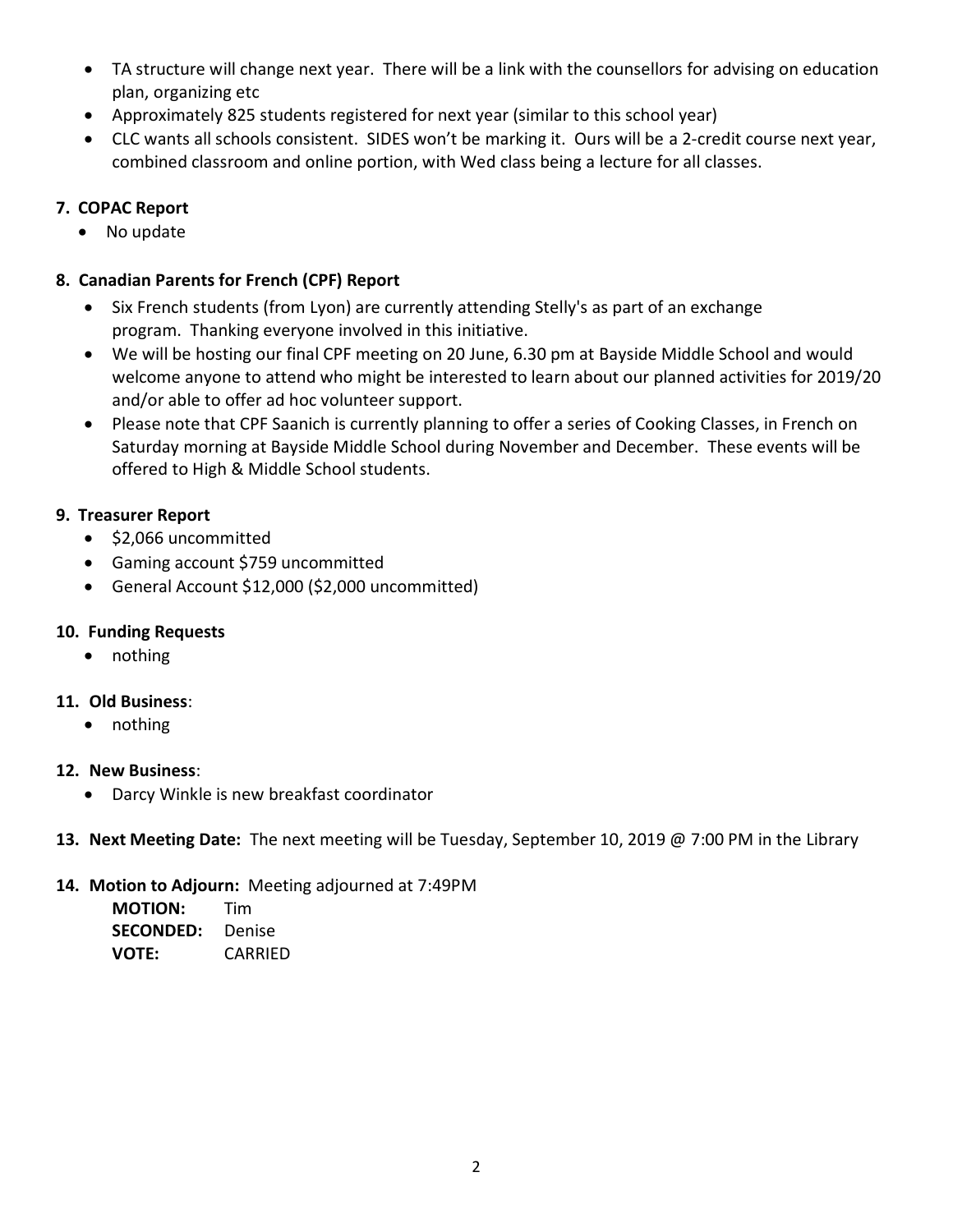- TA structure will change next year. There will be a link with the counsellors for advising on education plan, organizing etc
- Approximately 825 students registered for next year (similar to this school year)
- CLC wants all schools consistent. SIDES won't be marking it. Ours will be a 2-credit course next year, combined classroom and online portion, with Wed class being a lecture for all classes.

**7. COPAC Report**

- No update

**8. Canadian Parents for French (CPF) Report**

- Six French students (from Lyon) are currently attending Stelly's as part of an exchange program. Thanking everyone involved in this initiative.
- We will be hosting our final CPF meeting on 20 June, 6.30 pm at Bayside Middle School and would welcome anyone to attend who might be interested to learn about our planned activities for 2019/20 and/or able to offer ad hoc volunteer support.
- Please note that CPF Saanich is currently planning to offer a series of Cooking Classes, in French on Saturday morning at Bayside Middle School during November and December. These events will be offered to High & Middle School students.

**9. Treasurer Report**

- $2,066 uncommitted
- Gaming account $759 uncommitted
- General Account $12,000 ($2,000 uncommitted)

**10. Funding Requests**

- nothing

**11. Old Business**:

- nothing

**12. New Business**:

- Darcy Winkle is new breakfast coordinator

**13. Next Meeting Date:** The next meeting will be Tuesday, September 10, 2019 @ 7:00 PM in the Library

**14. Motion to Adjourn:** Meeting adjourned at 7:49PM

**MOTION:** Tim
**SECONDED:** Denise
**VOTE:** CARRIED